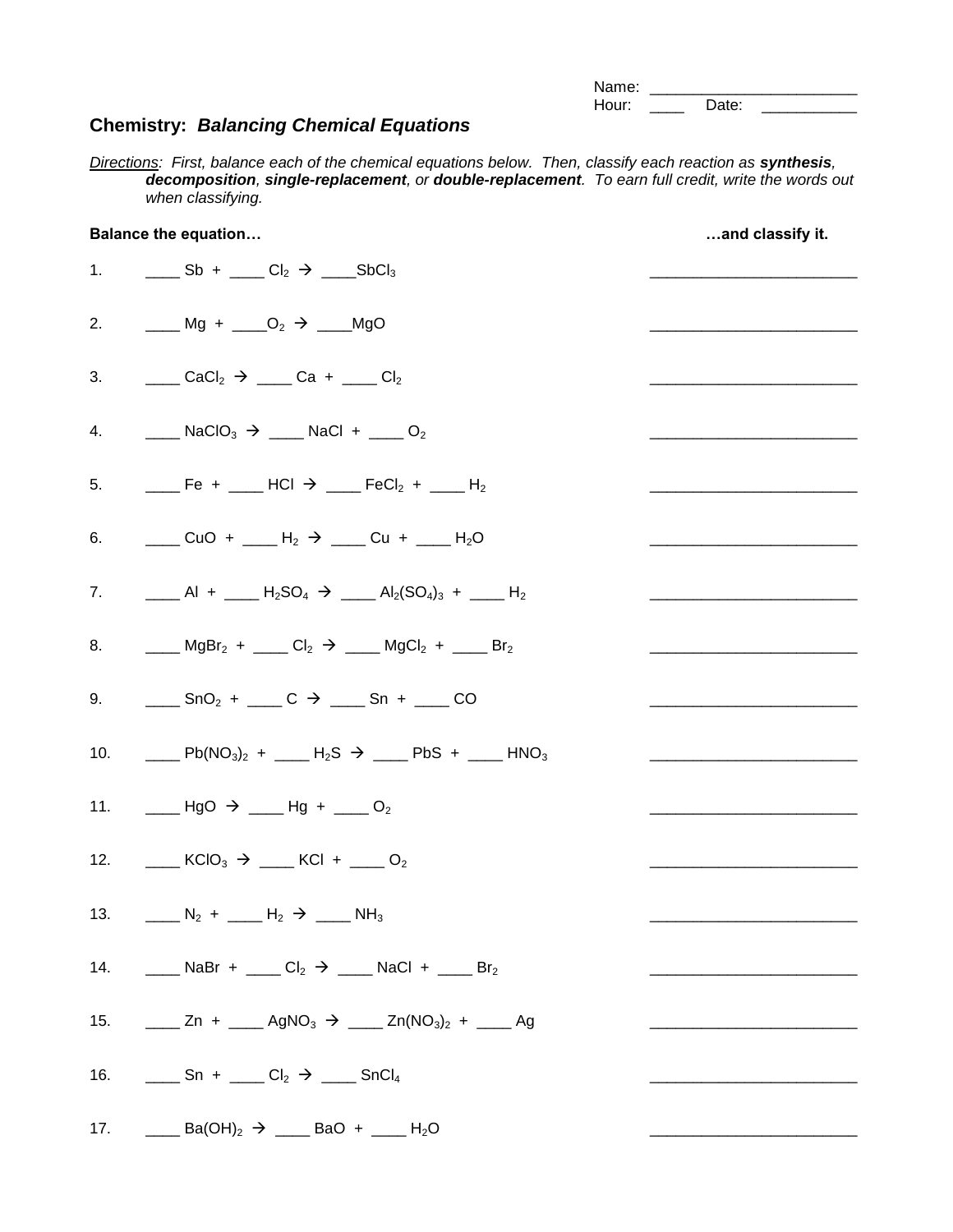Name: ________________________
Hour: ____ Date: ___________

## Chemistry: *Balancing Chemical Equations*

*Directions: First, balance each of the chemical equations below. Then, classify each reaction as* ***synthesis****,* ***decomposition****,* ***single-replacement****, or* ***double-replacement****. To earn full credit, write the words out when classifying.*

**Balance the equation…** **…and classify it.**

1. ____ $Sb$ + ____ $Cl_2$ → ____ $SbCl_3$ ________________________

2. ____ $Mg$ + ____ $O_2$ → ____ $MgO$ ________________________

3. ____ $CaCl_2$ → ____ $Ca$ + ____ $Cl_2$ ________________________

4. ____ $NaClO_3$ → ____ $NaCl$ + ____ $O_2$ ________________________

5. ____ $Fe$ + ____ $HCl$ → ____ $FeCl_2$ + ____ $H_2$ ________________________

6. ____ $CuO$ + ____ $H_2$ → ____ $Cu$ + ____ $H_2O$ ________________________

7. ____ $Al$ + ____ $H_2SO_4$ → ____ $Al_2(SO_4)_3$ + ____ $H_2$ ________________________

8. ____ $MgBr_2$ + ____ $Cl_2$ → ____ $MgCl_2$ + ____ $Br_2$ ________________________

9. ____ $SnO_2$ + ____ $C$ → ____ $Sn$ + ____ $CO$ ________________________

10. ____ $Pb(NO_3)_2$ + ____ $H_2S$ → ____ $PbS$ + ____ $HNO_3$ ________________________

11. ____ $HgO$ → ____ $Hg$ + ____ $O_2$ ________________________

12. ____ $KClO_3$ → ____ $KCl$ + ____ $O_2$ ________________________

13. ____ $N_2$ + ____ $H_2$ → ____ $NH_3$ ________________________

14. ____ $NaBr$ + ____ $Cl_2$ → ____ $NaCl$ + ____ $Br_2$ ________________________

15. ____ $Zn$ + ____ $AgNO_3$ → ____ $Zn(NO_3)_2$ + ____ $Ag$ ________________________

16. ____ $Sn$ + ____ $Cl_2$ → ____ $SnCl_4$ ________________________

17. ____ $Ba(OH)_2$ → ____ $BaO$ + ____ $H_2O$ ________________________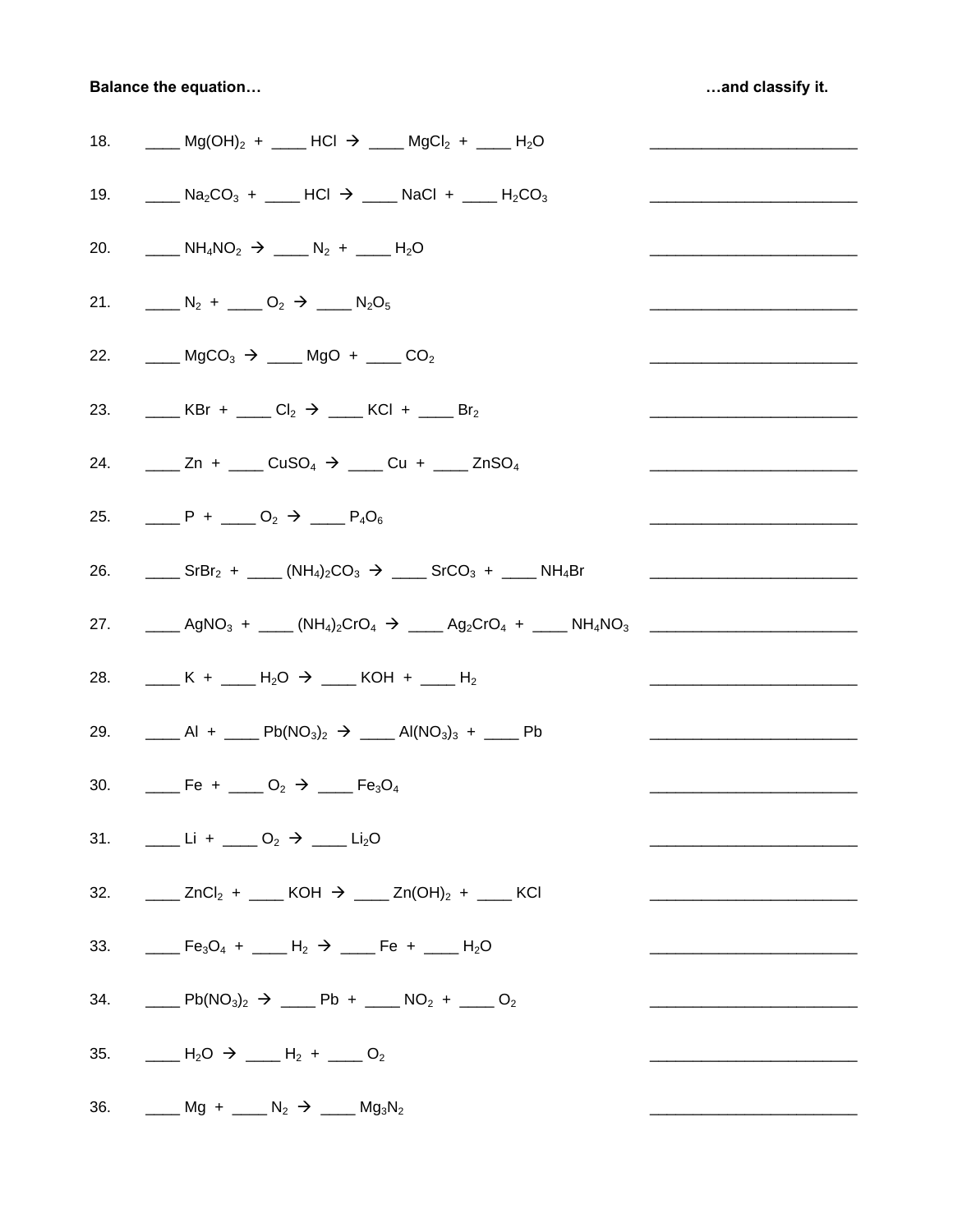**Balance the equation…** **…and classify it.**

18. ____ $Mg(OH)_2$ + ____ $HCl$ → ____ $MgCl_2$ + ____ $H_2O$ ________________________

19. ____ $Na_2CO_3$ + ____ $HCl$ → ____ $NaCl$ + ____ $H_2CO_3$ ________________________

20. ____ $NH_4NO_2$ → ____ $N_2$ + ____ $H_2O$ ________________________

21. ____ $N_2$ + ____ $O_2$ → ____ $N_2O_5$ ________________________

22. ____ $MgCO_3$ → ____ $MgO$ + ____ $CO_2$ ________________________

23. ____ $KBr$ + ____ $Cl_2$ → ____ $KCl$ + ____ $Br_2$ ________________________

24. ____ $Zn$ + ____ $CuSO_4$ → ____ $Cu$ + ____ $ZnSO_4$ ________________________

25. ____ $P$ + ____ $O_2$ → ____ $P_4O_6$ ________________________

26. ____ $SrBr_2$ + ____ $(NH_4)_2CO_3$ → ____ $SrCO_3$ + ____ $NH_4Br$ ________________________

27. ____ $AgNO_3$ + ____ $(NH_4)_2CrO_4$ → ____ $Ag_2CrO_4$ + ____ $NH_4NO_3$ ________________________

28. ____ $K$ + ____ $H_2O$ → ____ $KOH$ + ____ $H_2$ ________________________

29. ____ $Al$ + ____ $Pb(NO_3)_2$ → ____ $Al(NO_3)_3$ + ____ $Pb$ ________________________

30. ____ $Fe$ + ____ $O_2$ → ____ $Fe_3O_4$ ________________________

31. ____ $Li$ + ____ $O_2$ → ____ $Li_2O$ ________________________

32. ____ $ZnCl_2$ + ____ $KOH$ → ____ $Zn(OH)_2$ + ____ $KCl$ ________________________

33. ____ $Fe_3O_4$ + ____ $H_2$ → ____ $Fe$ + ____ $H_2O$ ________________________

34. ____ $Pb(NO_3)_2$ → ____ $Pb$ + ____ $NO_2$ + ____ $O_2$ ________________________

35. ____ $H_2O$ → ____ $H_2$ + ____ $O_2$ ________________________

36. ____ $Mg$ + ____ $N_2$ → ____ $Mg_3N_2$ ________________________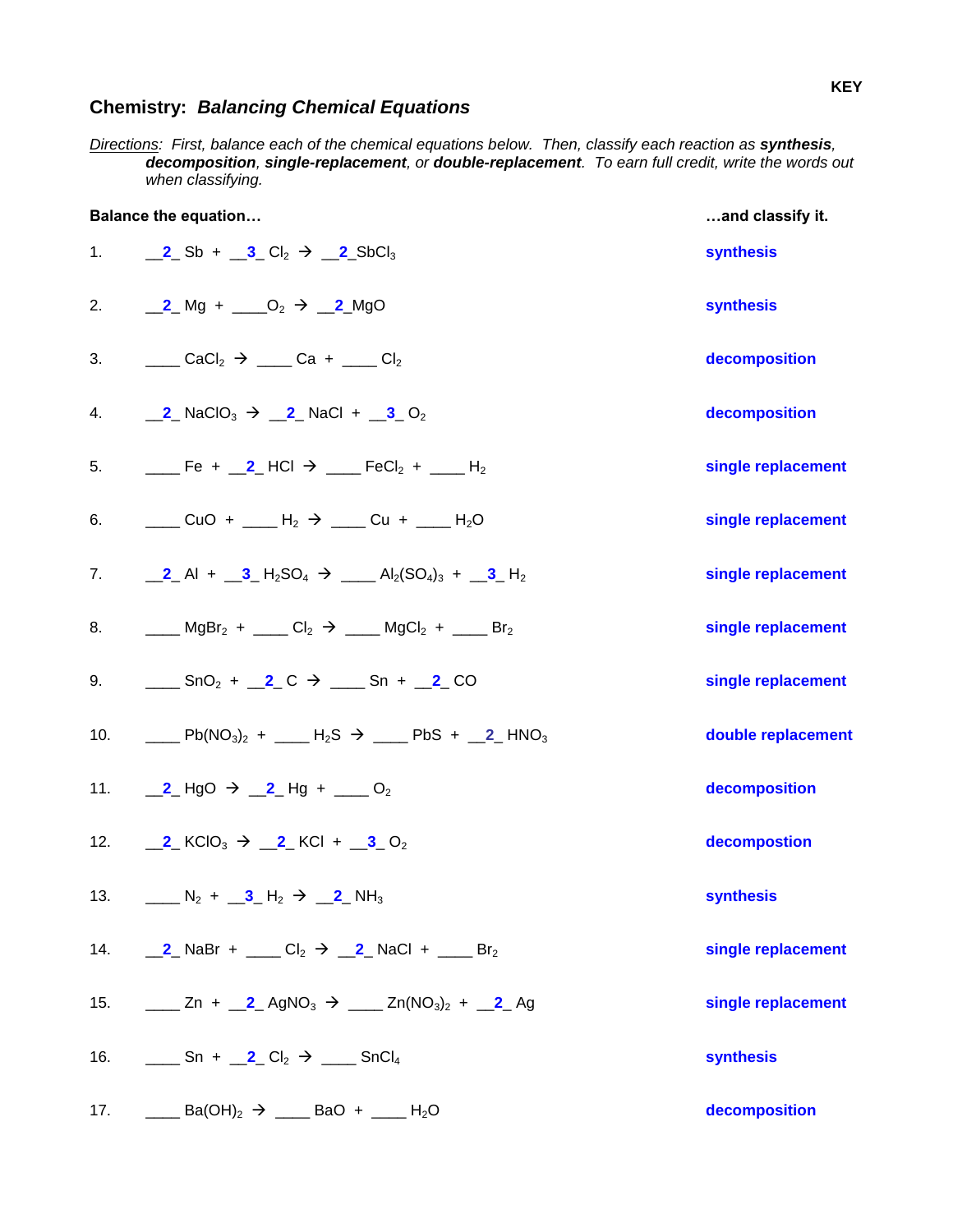KEY

## Chemistry: *Balancing Chemical Equations*

Directions: *First, balance each of the chemical equations below. Then, classify each reaction as* ***synthesis****,* ***decomposition****,* ***single-replacement****, or* ***double-replacement****. To earn full credit, write the words out when classifying.*

| | Balance the equation… | …and classify it. |
|---|---|---|
| 1. | __2_ $Sb$ + __3_ $Cl_2$ → __2_$SbCl_3$ | synthesis |
| 2. | __2_ $Mg$ + ____$O_2$ → __2_$MgO$ | synthesis |
| 3. | ____ $CaCl_2$ → ____ $Ca$ + ____ $Cl_2$ | decomposition |
| 4. | __2_ $NaClO_3$ → __2_ $NaCl$ + __3_ $O_2$ | decomposition |
| 5. | ____ $Fe$ + __2_ $HCl$ → ____ $FeCl_2$ + ____ $H_2$ | single replacement |
| 6. | ____ $CuO$ + ____ $H_2$ → ____ $Cu$ + ____ $H_2O$ | single replacement |
| 7. | __2_ $Al$ + __3_ $H_2SO_4$ → ____ $Al_2(SO_4)_3$ + __3_ $H_2$ | single replacement |
| 8. | ____ $MgBr_2$ + ____ $Cl_2$ → ____ $MgCl_2$ + ____ $Br_2$ | single replacement |
| 9. | ____ $SnO_2$ + __2_ $C$ → ____ $Sn$ + __2_ $CO$ | single replacement |
| 10. | ____ $Pb(NO_3)_2$ + ____ $H_2S$ → ____ $PbS$ + __2_ $HNO_3$ | double replacement |
| 11. | __2_ $HgO$ → __2_ $Hg$ + ____ $O_2$ | decomposition |
| 12. | __2_ $KClO_3$ → __2_ $KCl$ + __3_ $O_2$ | decompostion |
| 13. | ____ $N_2$ + __3_ $H_2$ → __2_ $NH_3$ | synthesis |
| 14. | __2_ $NaBr$ + ____ $Cl_2$ → __2_ $NaCl$ + ____ $Br_2$ | single replacement |
| 15. | ____ $Zn$ + __2_ $AgNO_3$ → ____ $Zn(NO_3)_2$ + __2_ $Ag$ | single replacement |
| 16. | ____ $Sn$ + __2_ $Cl_2$ → ____ $SnCl_4$ | synthesis |
| 17. | ____ $Ba(OH)_2$ → ____ $BaO$ + ____ $H_2O$ | decomposition |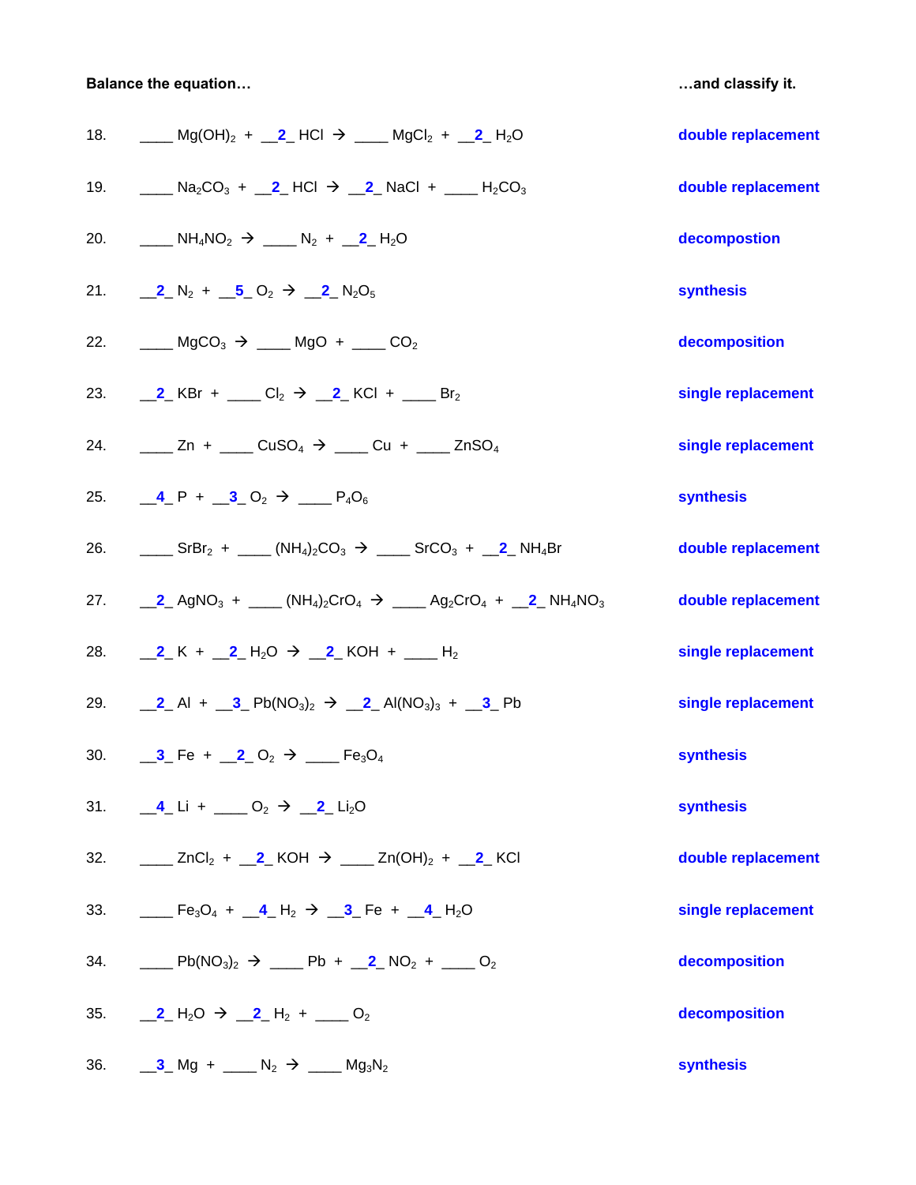| | **Balance the equation…** | **…and classify it.** |
|---|---|---|
| 18. | ____ $Mg(OH)_2$ + __2_ $HCl$ → ____ $MgCl_2$ + __2_ $H_2O$ | **double replacement** |
| 19. | ____ $Na_2CO_3$ + __2_ $HCl$ → __2_ $NaCl$ + ____ $H_2CO_3$ | **double replacement** |
| 20. | ____ $NH_4NO_2$ → ____ $N_2$ + __2_ $H_2O$ | **decompostion** |
| 21. | __2_ $N_2$ + __5_ $O_2$ → __2_ $N_2O_5$ | **synthesis** |
| 22. | ____ $MgCO_3$ → ____ $MgO$ + ____ $CO_2$ | **decomposition** |
| 23. | __2_ $KBr$ + ____ $Cl_2$ → __2_ $KCl$ + ____ $Br_2$ | **single replacement** |
| 24. | ____ $Zn$ + ____ $CuSO_4$ → ____ $Cu$ + ____ $ZnSO_4$ | **single replacement** |
| 25. | __4_ $P$ + __3_ $O_2$ → ____ $P_4O_6$ | **synthesis** |
| 26. | ____ $SrBr_2$ + ____ $(NH_4)_2CO_3$ → ____ $SrCO_3$ + __2_ $NH_4Br$ | **double replacement** |
| 27. | __2_ $AgNO_3$ + ____ $(NH_4)_2CrO_4$ → ____ $Ag_2CrO_4$ + __2_ $NH_4NO_3$ | **double replacement** |
| 28. | __2_ $K$ + __2_ $H_2O$ → __2_ $KOH$ + ____ $H_2$ | **single replacement** |
| 29. | __2_ $Al$ + __3_ $Pb(NO_3)_2$ → __2_ $Al(NO_3)_3$ + __3_ $Pb$ | **single replacement** |
| 30. | __3_ $Fe$ + __2_ $O_2$ → ____ $Fe_3O_4$ | **synthesis** |
| 31. | __4_ $Li$ + ____ $O_2$ → __2_ $Li_2O$ | **synthesis** |
| 32. | ____ $ZnCl_2$ + __2_ $KOH$ → ____ $Zn(OH)_2$ + __2_ $KCl$ | **double replacement** |
| 33. | ____ $Fe_3O_4$ + __4_ $H_2$ → __3_ $Fe$ + __4_ $H_2O$ | **single replacement** |
| 34. | ____ $Pb(NO_3)_2$ → ____ $Pb$ + __2_ $NO_2$ + ____ $O_2$ | **decomposition** |
| 35. | __2_ $H_2O$ → __2_ $H_2$ + ____ $O_2$ | **decomposition** |
| 36. | __3_ $Mg$ + ____ $N_2$ → ____ $Mg_3N_2$ | **synthesis** |